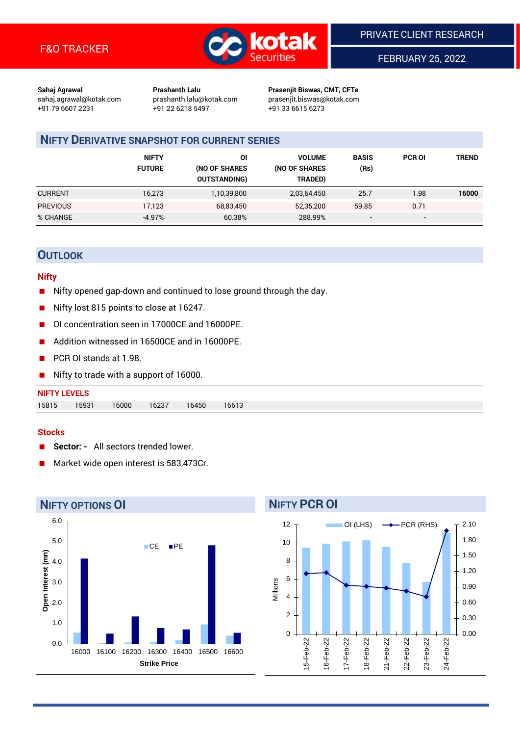F&O TRACKER

PRIVATE CLIENT RESEARCH

FEBRUARY 25, 2022

**Sahaj Agrawal**
sahaj.agrawal@kotak.com
+91 79 6607 2231

**Prashanth Lalu**
prashanth.lalu@kotak.com
+91 22 6218 5497

**Prasenjit Biswas, CMT, CFTe**
prasenjit.biswas@kotak.com
+91 33 6615 6273

## NIFTY DERIVATIVE SNAPSHOT FOR CURRENT SERIES

| | NIFTY FUTURE | OI (NO OF SHARES OUTSTANDING) | VOLUME (NO OF SHARES TRADED) | BASIS (Rs) | PCR OI | TREND |
|---|---|---|---|---|---|---|
| CURRENT | 16,273 | 1,10,39,800 | 2,03,64,450 | 25.7 | 1.98 | **16000** |
| PREVIOUS | 17,123 | 68,83,450 | 52,35,200 | 59.85 | 0.71 | |
| % CHANGE | -4.97% | 60.38% | 288.99% | - | - | |

## OUTLOOK

### Nifty

- Nifty opened gap-down and continued to lose ground through the day.
- Nifty lost 815 points to close at 16247.
- OI concentration seen in 17000CE and 16000PE.
- Addition witnessed in 16500CE and in 16000PE.
- PCR OI stands at 1.98.
- Nifty to trade with a support of 16000.

**NIFTY LEVELS**

| 15815 | 15931 | 16000 | 16237 | 16450 | 16613 |
|---|---|---|---|---|---|

### Stocks

- **Sector: -** All sectors trended lower.
- Market wide open interest is 583,473Cr.

## NIFTY OPTIONS OI

| Strike Price | CE (mn) | PE (mn) |
|---|---|---|
| 16000 | 0.5 | 4.2 |
| 16100 | 0.0 | 0.5 |
| 16200 | 0.1 | 1.3 |
| 16300 | 0.1 | 0.8 |
| 16400 | 0.2 | 0.7 |
| 16500 | 0.9 | 4.8 |
| 16600 | 0.4 | 0.5 |

## NIFTY PCR OI

| Date | OI (LHS, Millions) | PCR (RHS) |
|---|---|---|
| 15-Feb-22 | 9.5 | 1.16 |
| 16-Feb-22 | 9.9 | 1.17 |
| 17-Feb-22 | 10.1 | 0.93 |
| 18-Feb-22 | 10.3 | 0.91 |
| 21-Feb-22 | 9.5 | 0.88 |
| 22-Feb-22 | 7.8 | 0.82 |
| 23-Feb-22 | 5.7 | 0.71 |
| 24-Feb-22 | 11.0 | 1.98 |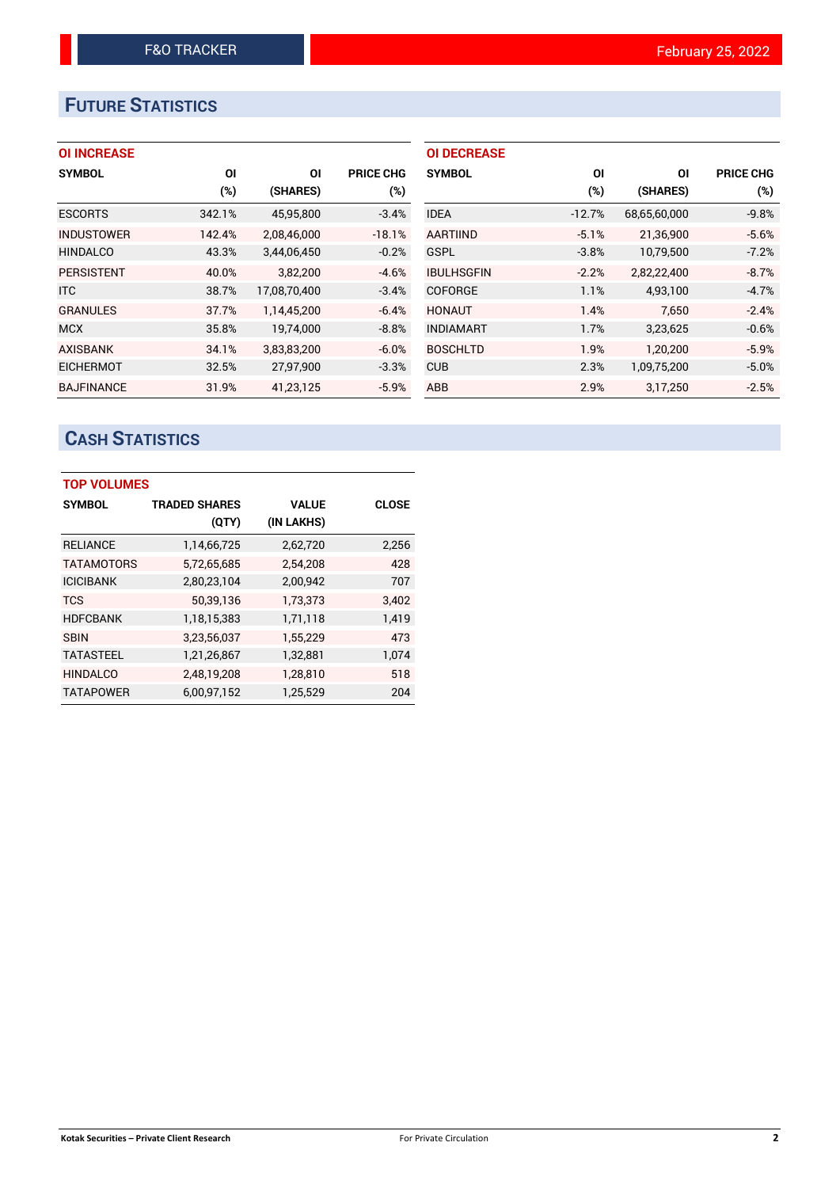## FUTURE STATISTICS

### OI INCREASE

| SYMBOL | OI (%) | OI (SHARES) | PRICE CHG (%) |
|---|---|---|---|
| ESCORTS | 342.1% | 45,95,800 | -3.4% |
| INDUSTOWER | 142.4% | 2,08,46,000 | -18.1% |
| HINDALCO | 43.3% | 3,44,06,450 | -0.2% |
| PERSISTENT | 40.0% | 3,82,200 | -4.6% |
| ITC | 38.7% | 17,08,70,400 | -3.4% |
| GRANULES | 37.7% | 1,14,45,200 | -6.4% |
| MCX | 35.8% | 19,74,000 | -8.8% |
| AXISBANK | 34.1% | 3,83,83,200 | -6.0% |
| EICHERMOT | 32.5% | 27,97,900 | -3.3% |
| BAJFINANCE | 31.9% | 41,23,125 | -5.9% |

### OI DECREASE

| SYMBOL | OI (%) | OI (SHARES) | PRICE CHG (%) |
|---|---|---|---|
| IDEA | -12.7% | 68,65,60,000 | -9.8% |
| AARTIIND | -5.1% | 21,36,900 | -5.6% |
| GSPL | -3.8% | 10,79,500 | -7.2% |
| IBULHSGFIN | -2.2% | 2,82,22,400 | -8.7% |
| COFORGE | 1.1% | 4,93,100 | -4.7% |
| HONAUT | 1.4% | 7,650 | -2.4% |
| INDIAMART | 1.7% | 3,23,625 | -0.6% |
| BOSCHLTD | 1.9% | 1,20,200 | -5.9% |
| CUB | 2.3% | 1,09,75,200 | -5.0% |
| ABB | 2.9% | 3,17,250 | -2.5% |

## CASH STATISTICS

### TOP VOLUMES

| SYMBOL | TRADED SHARES (QTY) | VALUE (IN LAKHS) | CLOSE |
|---|---|---|---|
| RELIANCE | 1,14,66,725 | 2,62,720 | 2,256 |
| TATAMOTORS | 5,72,65,685 | 2,54,208 | 428 |
| ICICIBANK | 2,80,23,104 | 2,00,942 | 707 |
| TCS | 50,39,136 | 1,73,373 | 3,402 |
| HDFCBANK | 1,18,15,383 | 1,71,118 | 1,419 |
| SBIN | 3,23,56,037 | 1,55,229 | 473 |
| TATASTEEL | 1,21,26,867 | 1,32,881 | 1,074 |
| HINDALCO | 2,48,19,208 | 1,28,810 | 518 |
| TATAPOWER | 6,00,97,152 | 1,25,529 | 204 |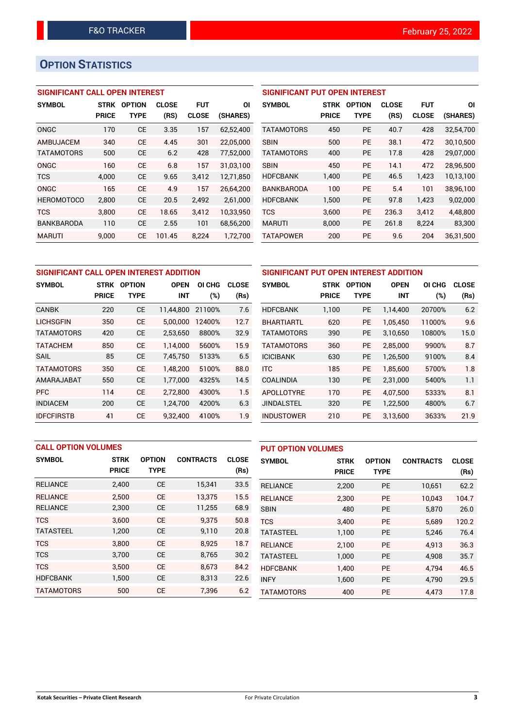# OPTION STATISTICS

### SIGNIFICANT CALL OPEN INTEREST

| SYMBOL | STRK PRICE | OPTION TYPE | CLOSE (RS) | FUT CLOSE | OI (SHARES) |
|---|---|---|---|---|---|
| ONGC | 170 | CE | 3.35 | 157 | 62,52,400 |
| AMBUJACEM | 340 | CE | 4.45 | 301 | 22,05,000 |
| TATAMOTORS | 500 | CE | 6.2 | 428 | 77,52,000 |
| ONGC | 160 | CE | 6.8 | 157 | 31,03,100 |
| TCS | 4,000 | CE | 9.65 | 3,412 | 12,71,850 |
| ONGC | 165 | CE | 4.9 | 157 | 26,64,200 |
| HEROMOTOCO | 2,800 | CE | 20.5 | 2,492 | 2,61,000 |
| TCS | 3,800 | CE | 18.65 | 3,412 | 10,33,950 |
| BANKBARODA | 110 | CE | 2.55 | 101 | 68,56,200 |
| MARUTI | 9,000 | CE | 101.45 | 8,224 | 1,72,700 |

### SIGNIFICANT PUT OPEN INTEREST

| SYMBOL | STRK PRICE | OPTION TYPE | CLOSE (RS) | FUT CLOSE | OI (SHARES) |
|---|---|---|---|---|---|
| TATAMOTORS | 450 | PE | 40.7 | 428 | 32,54,700 |
| SBIN | 500 | PE | 38.1 | 472 | 30,10,500 |
| TATAMOTORS | 400 | PE | 17.8 | 428 | 29,07,000 |
| SBIN | 450 | PE | 14.1 | 472 | 28,96,500 |
| HDFCBANK | 1,400 | PE | 46.5 | 1,423 | 10,13,100 |
| BANKBARODA | 100 | PE | 5.4 | 101 | 38,96,100 |
| HDFCBANK | 1,500 | PE | 97.8 | 1,423 | 9,02,000 |
| TCS | 3,600 | PE | 236.3 | 3,412 | 4,48,800 |
| MARUTI | 8,000 | PE | 261.8 | 8,224 | 83,300 |
| TATAPOWER | 200 | PE | 9.6 | 204 | 36,31,500 |

### SIGNIFICANT CALL OPEN INTEREST ADDITION

| SYMBOL | STRK PRICE | OPTION TYPE | OPEN INT | OI CHG (%) | CLOSE (Rs) |
|---|---|---|---|---|---|
| CANBK | 220 | CE | 11,44,800 | 21100% | 7.6 |
| LICHSGFIN | 350 | CE | 5,00,000 | 12400% | 12.7 |
| TATAMOTORS | 420 | CE | 2,53,650 | 8800% | 32.9 |
| TATACHEM | 850 | CE | 1,14,000 | 5600% | 15.9 |
| SAIL | 85 | CE | 7,45,750 | 5133% | 6.5 |
| TATAMOTORS | 350 | CE | 1,48,200 | 5100% | 88.0 |
| AMARAJABAT | 550 | CE | 1,77,000 | 4325% | 14.5 |
| PFC | 114 | CE | 2,72,800 | 4300% | 1.5 |
| INDIACEM | 200 | CE | 1,24,700 | 4200% | 6.3 |
| IDFCFIRSTB | 41 | CE | 9,32,400 | 4100% | 1.9 |

### SIGNIFICANT PUT OPEN INTEREST ADDITION

| SYMBOL | STRK PRICE | OPTION TYPE | OPEN INT | OI CHG (%) | CLOSE (Rs) |
|---|---|---|---|---|---|
| HDFCBANK | 1,100 | PE | 1,14,400 | 20700% | 6.2 |
| BHARTIARTL | 620 | PE | 1,05,450 | 11000% | 9.6 |
| TATAMOTORS | 390 | PE | 3,10,650 | 10800% | 15.0 |
| TATAMOTORS | 360 | PE | 2,85,000 | 9900% | 8.7 |
| ICICIBANK | 630 | PE | 1,26,500 | 9100% | 8.4 |
| ITC | 185 | PE | 1,85,600 | 5700% | 1.8 |
| COALINDIA | 130 | PE | 2,31,000 | 5400% | 1.1 |
| APOLLOTYRE | 170 | PE | 4,07,500 | 5333% | 8.1 |
| JINDALSTEL | 320 | PE | 1,22,500 | 4800% | 6.7 |
| INDUSTOWER | 210 | PE | 3,13,600 | 3633% | 21.9 |

### CALL OPTION VOLUMES

| SYMBOL | STRK PRICE | OPTION TYPE | CONTRACTS | CLOSE (Rs) |
|---|---|---|---|---|
| RELIANCE | 2,400 | CE | 15,341 | 33.5 |
| RELIANCE | 2,500 | CE | 13,375 | 15.5 |
| RELIANCE | 2,300 | CE | 11,255 | 68.9 |
| TCS | 3,600 | CE | 9,375 | 50.8 |
| TATASTEEL | 1,200 | CE | 9,110 | 20.8 |
| TCS | 3,800 | CE | 8,925 | 18.7 |
| TCS | 3,700 | CE | 8,765 | 30.2 |
| TCS | 3,500 | CE | 8,673 | 84.2 |
| HDFCBANK | 1,500 | CE | 8,313 | 22.6 |
| TATAMOTORS | 500 | CE | 7,396 | 6.2 |

### PUT OPTION VOLUMES

| SYMBOL | STRK PRICE | OPTION TYPE | CONTRACTS | CLOSE (Rs) |
|---|---|---|---|---|
| RELIANCE | 2,200 | PE | 10,651 | 62.2 |
| RELIANCE | 2,300 | PE | 10,043 | 104.7 |
| SBIN | 480 | PE | 5,870 | 26.0 |
| TCS | 3,400 | PE | 5,689 | 120.2 |
| TATASTEEL | 1,100 | PE | 5,246 | 76.4 |
| RELIANCE | 2,100 | PE | 4,913 | 36.3 |
| TATASTEEL | 1,000 | PE | 4,908 | 35.7 |
| HDFCBANK | 1,400 | PE | 4,794 | 46.5 |
| INFY | 1,600 | PE | 4,790 | 29.5 |
| TATAMOTORS | 400 | PE | 4,473 | 17.8 |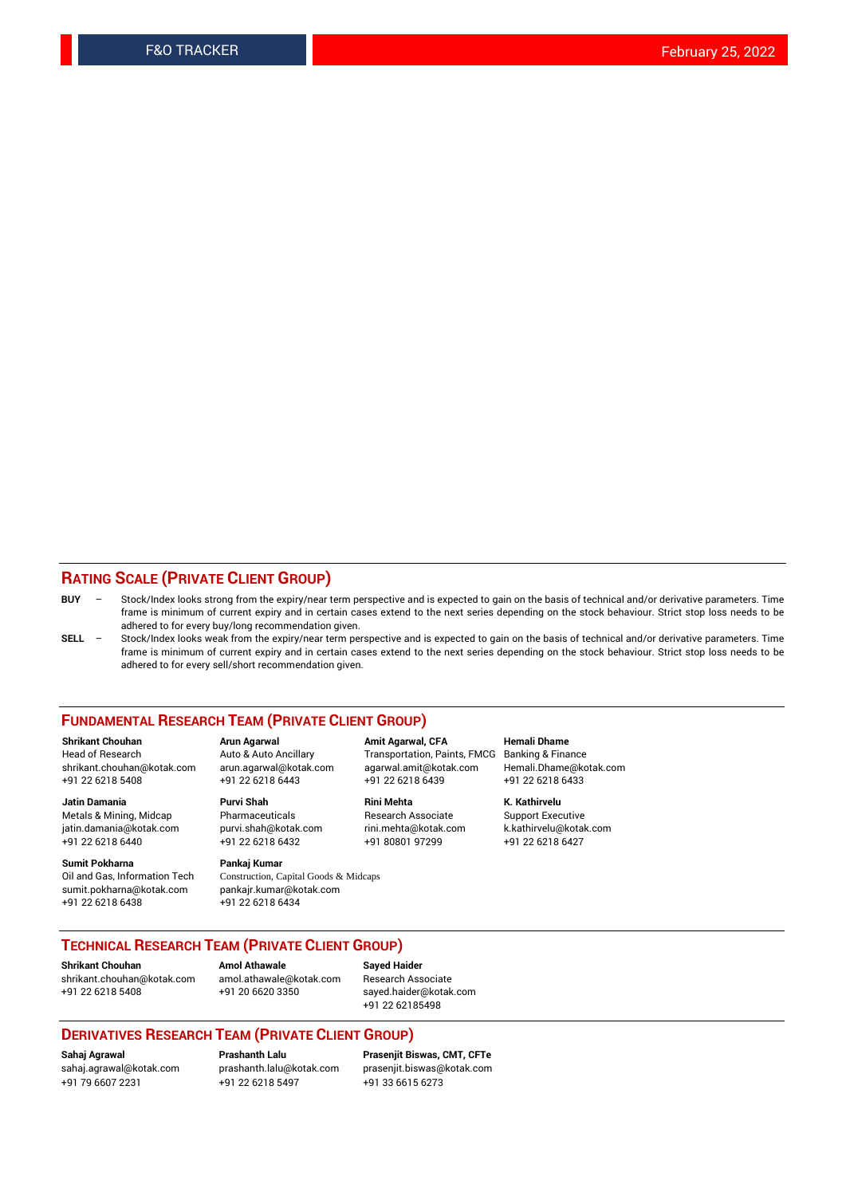## RATING SCALE (PRIVATE CLIENT GROUP)

**BUY** – Stock/Index looks strong from the expiry/near term perspective and is expected to gain on the basis of technical and/or derivative parameters. Time frame is minimum of current expiry and in certain cases extend to the next series depending on the stock behaviour. Strict stop loss needs to be adhered to for every buy/long recommendation given.

**SELL** – Stock/Index looks weak from the expiry/near term perspective and is expected to gain on the basis of technical and/or derivative parameters. Time frame is minimum of current expiry and in certain cases extend to the next series depending on the stock behaviour. Strict stop loss needs to be adhered to for every sell/short recommendation given.

## FUNDAMENTAL RESEARCH TEAM (PRIVATE CLIENT GROUP)

**Shrikant Chouhan**
Head of Research
shrikant.chouhan@kotak.com
+91 22 6218 5408

**Arun Agarwal**
Auto & Auto Ancillary
arun.agarwal@kotak.com
+91 22 6218 6443

**Amit Agarwal, CFA**
Transportation, Paints, FMCG
agarwal.amit@kotak.com
+91 22 6218 6439

**Hemali Dhame**
Banking & Finance
Hemali.Dhame@kotak.com
+91 22 6218 6433

**Jatin Damania**
Metals & Mining, Midcap
jatin.damania@kotak.com
+91 22 6218 6440

**Purvi Shah**
Pharmaceuticals
purvi.shah@kotak.com
+91 22 6218 6432

**Rini Mehta**
Research Associate
rini.mehta@kotak.com
+91 80801 97299

**K. Kathirvelu**
Support Executive
k.kathirvelu@kotak.com
+91 22 6218 6427

**Sumit Pokharna**
Oil and Gas, Information Tech
sumit.pokharna@kotak.com
+91 22 6218 6438

**Pankaj Kumar**
Construction, Capital Goods & Midcaps
pankajr.kumar@kotak.com
+91 22 6218 6434

## TECHNICAL RESEARCH TEAM (PRIVATE CLIENT GROUP)

**Shrikant Chouhan**
shrikant.chouhan@kotak.com
+91 22 6218 5408

**Amol Athawale**
amol.athawale@kotak.com
+91 20 6620 3350

**Sayed Haider**
Research Associate
sayed.haider@kotak.com
+91 22 62185498

## DERIVATIVES RESEARCH TEAM (PRIVATE CLIENT GROUP)

**Sahaj Agrawal**
sahaj.agrawal@kotak.com
+91 79 6607 2231

**Prashanth Lalu**
prashanth.lalu@kotak.com
+91 22 6218 5497

**Prasenjit Biswas, CMT, CFTe**
prasenjit.biswas@kotak.com
+91 33 6615 6273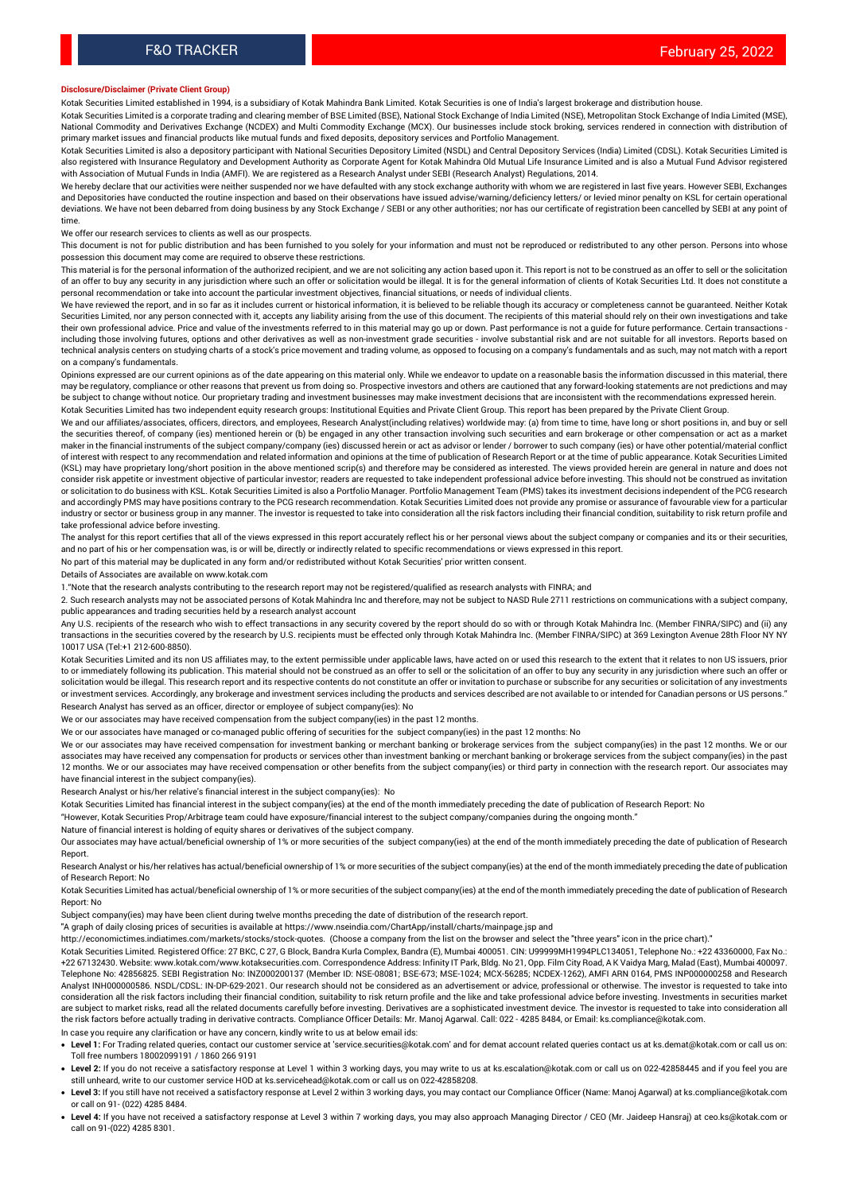**Disclosure/Disclaimer (Private Client Group)**

Kotak Securities Limited established in 1994, is a subsidiary of Kotak Mahindra Bank Limited. Kotak Securities is one of India's largest brokerage and distribution house.

Kotak Securities Limited is a corporate trading and clearing member of BSE Limited (BSE), National Stock Exchange of India Limited (NSE), Metropolitan Stock Exchange of India Limited (MSE), National Commodity and Derivatives Exchange (NCDEX) and Multi Commodity Exchange (MCX). Our businesses include stock broking, services rendered in connection with distribution of primary market issues and financial products like mutual funds and fixed deposits, depository services and Portfolio Management.

Kotak Securities Limited is also a depository participant with National Securities Depository Limited (NSDL) and Central Depository Services (India) Limited (CDSL). Kotak Securities Limited is also registered with Insurance Regulatory and Development Authority as Corporate Agent for Kotak Mahindra Old Mutual Life Insurance Limited and is also a Mutual Fund Advisor registered with Association of Mutual Funds in India (AMFI). We are registered as a Research Analyst under SEBI (Research Analyst) Regulations, 2014.

We hereby declare that our activities were neither suspended nor we have defaulted with any stock exchange authority with whom we are registered in last five years. However SEBI, Exchanges and Depositories have conducted the routine inspection and based on their observations have issued advise/warning/deficiency letters/ or levied minor penalty on KSL for certain operational deviations. We have not been debarred from doing business by any Stock Exchange / SEBI or any other authorities; nor has our certificate of registration been cancelled by SEBI at any point of time.

We offer our research services to clients as well as our prospects.

This document is not for public distribution and has been furnished to you solely for your information and must not be reproduced or redistributed to any other person. Persons into whose possession this document may come are required to observe these restrictions.

This material is for the personal information of the authorized recipient, and we are not soliciting any action based upon it. This report is not to be construed as an offer to sell or the solicitation of an offer to buy any security in any jurisdiction where such an offer or solicitation would be illegal. It is for the general information of clients of Kotak Securities Ltd. It does not constitute a personal recommendation or take into account the particular investment objectives, financial situations, or needs of individual clients.

We have reviewed the report, and in so far as it includes current or historical information, it is believed to be reliable though its accuracy or completeness cannot be guaranteed. Neither Kotak Securities Limited, nor any person connected with it, accepts any liability arising from the use of this document. The recipients of this material should rely on their own investigations and take their own professional advice. Price and value of the investments referred to in this material may go up or down. Past performance is not a guide for future performance. Certain transactions - including those involving futures, options and other derivatives as well as non-investment grade securities - involve substantial risk and are not suitable for all investors. Reports based on technical analysis centers on studying charts of a stock's price movement and trading volume, as opposed to focusing on a company's fundamentals and as such, may not match with a report on a company's fundamentals.

Opinions expressed are our current opinions as of the date appearing on this material only. While we endeavor to update on a reasonable basis the information discussed in this material, there may be regulatory, compliance or other reasons that prevent us from doing so. Prospective investors and others are cautioned that any forward-looking statements are not predictions and may be subject to change without notice. Our proprietary trading and investment businesses may make investment decisions that are inconsistent with the recommendations expressed herein.

Kotak Securities Limited has two independent equity research groups: Institutional Equities and Private Client Group. This report has been prepared by the Private Client Group.

We and our affiliates/associates, officers, directors, and employees, Research Analyst(including relatives) worldwide may: (a) from time to time, have long or short positions in, and buy or sell the securities thereof, of company (ies) mentioned herein or (b) be engaged in any other transaction involving such securities and earn brokerage or other compensation or act as a market maker in the financial instruments of the subject company/company (ies) discussed herein or act as advisor or lender / borrower to such company (ies) or have other potential/material conflict of interest with respect to any recommendation and related information and opinions at the time of publication of Research Report or at the time of public appearance. Kotak Securities Limited (KSL) may have proprietary long/short position in the above mentioned scrip(s) and therefore may be considered as interested. The views provided herein are general in nature and does not consider risk appetite or investment objective of particular investor; readers are requested to take independent professional advice before investing. This should not be construed as invitation or solicitation to do business with KSL. Kotak Securities Limited is also a Portfolio Manager. Portfolio Management Team (PMS) takes its investment decisions independent of the PCG research and accordingly PMS may have positions contrary to the PCG research recommendation. Kotak Securities Limited does not provide any promise or assurance of favourable view for a particular industry or sector or business group in any manner. The investor is requested to take into consideration all the risk factors including their financial condition, suitability to risk return profile and take professional advice before investing.

The analyst for this report certifies that all of the views expressed in this report accurately reflect his or her personal views about the subject company or companies and its or their securities, and no part of his or her compensation was, is or will be, directly or indirectly related to specific recommendations or views expressed in this report.

No part of this material may be duplicated in any form and/or redistributed without Kotak Securities' prior written consent.

Details of Associates are available on www.kotak.com

1."Note that the research analysts contributing to the research report may not be registered/qualified as research analysts with FINRA; and

2. Such research analysts may not be associated persons of Kotak Mahindra Inc and therefore, may not be subject to NASD Rule 2711 restrictions on communications with a subject company, public appearances and trading securities held by a research analyst account

Any U.S. recipients of the research who wish to effect transactions in any security covered by the report should do so with or through Kotak Mahindra Inc. (Member FINRA/SIPC) and (ii) any transactions in the securities covered by the research by U.S. recipients must be effected only through Kotak Mahindra Inc. (Member FINRA/SIPC) at 369 Lexington Avenue 28th Floor NY NY 10017 USA (Tel:+1 212-600-8850).

Kotak Securities Limited and its non US affiliates may, to the extent permissible under applicable laws, have acted on or used this research to the extent that it relates to non US issuers, prior to or immediately following its publication. This material should not be construed as an offer to sell or the solicitation of an offer to buy any security in any jurisdiction where such an offer or solicitation would be illegal. This research report and its respective contents do not constitute an offer or invitation to purchase or subscribe for any securities or solicitation of any investments or investment services. Accordingly, any brokerage and investment services including the products and services described are not available to or intended for Canadian persons or US persons."

Research Analyst has served as an officer, director or employee of subject company(ies): No

We or our associates may have received compensation from the subject company(ies) in the past 12 months.

We or our associates have managed or co-managed public offering of securities for the subject company(ies) in the past 12 months: No

We or our associates may have received compensation for investment banking or merchant banking or brokerage services from the subject company(ies) in the past 12 months. We or our associates may have received any compensation for products or services other than investment banking or merchant banking or brokerage services from the subject company(ies) in the past 12 months. We or our associates may have received compensation or other benefits from the subject company(ies) or third party in connection with the research report. Our associates may have financial interest in the subject company(ies).

Research Analyst or his/her relative's financial interest in the subject company(ies): No

Kotak Securities Limited has financial interest in the subject company(ies) at the end of the month immediately preceding the date of publication of Research Report: No

"However, Kotak Securities Prop/Arbitrage team could have exposure/financial interest to the subject company/companies during the ongoing month."

Nature of financial interest is holding of equity shares or derivatives of the subject company.

Our associates may have actual/beneficial ownership of 1% or more securities of the subject company(ies) at the end of the month immediately preceding the date of publication of Research Report.

Research Analyst or his/her relatives has actual/beneficial ownership of 1% or more securities of the subject company(ies) at the end of the month immediately preceding the date of publication of Research Report: No

Kotak Securities Limited has actual/beneficial ownership of 1% or more securities of the subject company(ies) at the end of the month immediately preceding the date of publication of Research Report: No

Subject company(ies) may have been client during twelve months preceding the date of distribution of the research report.

"A graph of daily closing prices of securities is available at https://www.nseindia.com/ChartApp/install/charts/mainpage.jsp and

http://economictimes.indiatimes.com/markets/stocks/stock-quotes. (Choose a company from the list on the browser and select the "three years" icon in the price chart)."

Kotak Securities Limited. Registered Office: 27 BKC, C 27, G Block, Bandra Kurla Complex, Bandra (E), Mumbai 400051. CIN: U99999MH1994PLC134051, Telephone No.: +22 43360000, Fax No.: +22 67132430. Website: www.kotak.com/www.kotaksecurities.com. Correspondence Address: Infinity IT Park, Bldg. No 21, Opp. Film City Road, A K Vaidya Marg, Malad (East), Mumbai 400097. Telephone No: 42856825. SEBI Registration No: INZ000200137 (Member ID: NSE-08081; BSE-673; MSE-1024; MCX-56285; NCDEX-1262), AMFI ARN 0164, PMS INP000000258 and Research Analyst INH000000586. NSDL/CDSL: IN-DP-629-2021. Our research should not be considered as an advertisement or advice, professional or otherwise. The investor is requested to take into consideration all the risk factors including their financial condition, suitability to risk return profile and the like and take professional advice before investing. Investments in securities market are subject to market risks, read all the related documents carefully before investing. Derivatives are a sophisticated investment device. The investor is requested to take into consideration all the risk factors before actually trading in derivative contracts. Compliance Officer Details: Mr. Manoj Agarwal. Call: 022 - 4285 8484, or Email: ks.compliance@kotak.com.

In case you require any clarification or have any concern, kindly write to us at below email ids:

- **Level 1:** For Trading related queries, contact our customer service at 'service.securities@kotak.com' and for demat account related queries contact us at ks.demat@kotak.com or call us on: Toll free numbers 18002099191 / 1860 266 9191
- **Level 2:** If you do not receive a satisfactory response at Level 1 within 3 working days, you may write to us at ks.escalation@kotak.com or call us on 022-42858445 and if you feel you are still unheard, write to our customer service HOD at ks.servicehead@kotak.com or call us on 022-42858208.
- **Level 3:** If you still have not received a satisfactory response at Level 2 within 3 working days, you may contact our Compliance Officer (Name: Manoj Agarwal) at ks.compliance@kotak.com or call on 91- (022) 4285 8484.
- **Level 4:** If you have not received a satisfactory response at Level 3 within 7 working days, you may also approach Managing Director / CEO (Mr. Jaideep Hansraj) at ceo.ks@kotak.com or call on 91-(022) 4285 8301.